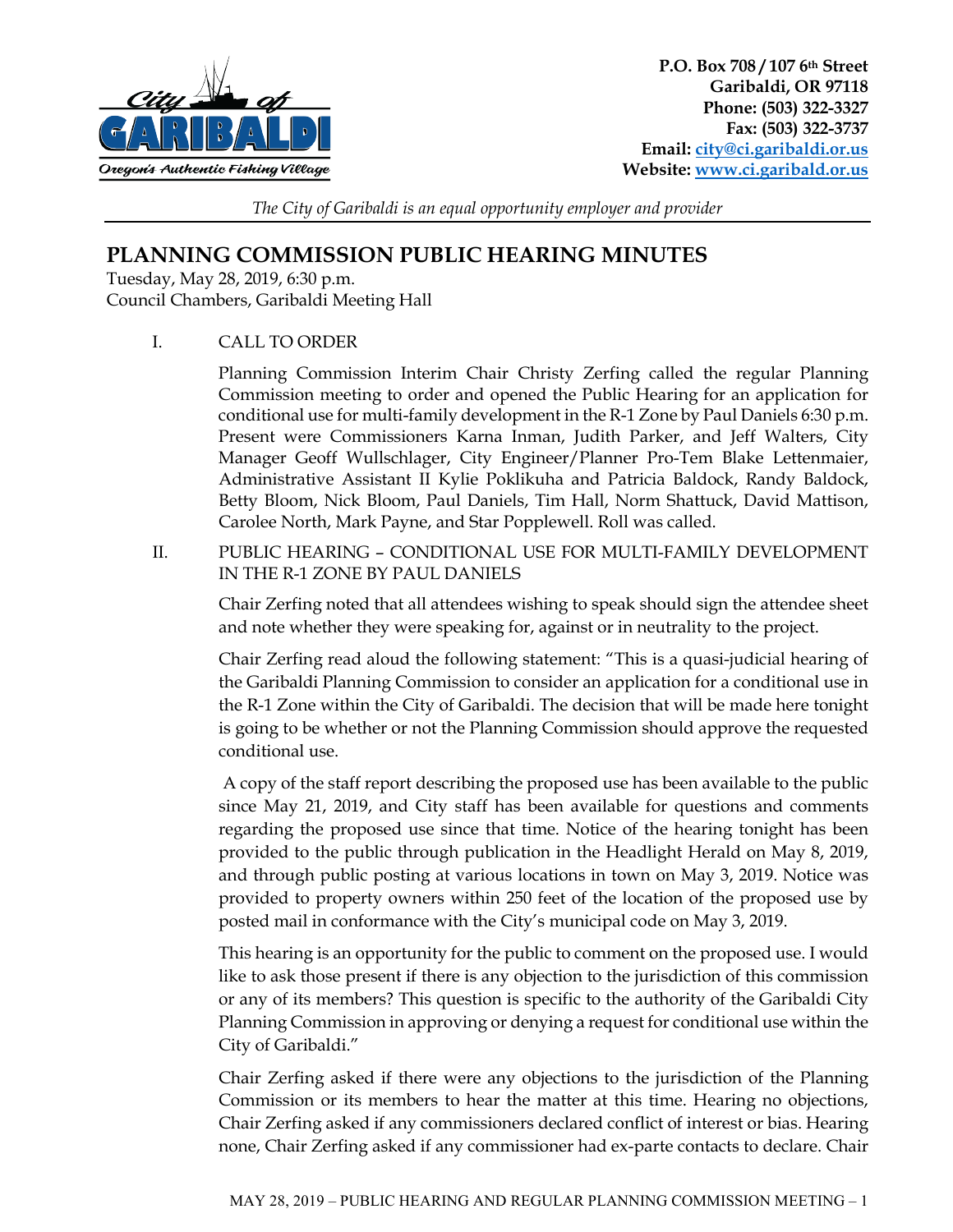P.O. Box 708 / 107 6th Street
Garibaldi, OR 97118
Phone: (503) 322-3327
Fax: (503) 322-3737
Email: city@ci.garibaldi.or.us
Website: www.ci.garibald.or.us

*The City of Garibaldi is an equal opportunity employer and provider*

# PLANNING COMMISSION PUBLIC HEARING MINUTES

Tuesday, May 28, 2019, 6:30 p.m.
Council Chambers, Garibaldi Meeting Hall

I. CALL TO ORDER

Planning Commission Interim Chair Christy Zerfing called the regular Planning Commission meeting to order and opened the Public Hearing for an application for conditional use for multi-family development in the R-1 Zone by Paul Daniels 6:30 p.m. Present were Commissioners Karna Inman, Judith Parker, and Jeff Walters, City Manager Geoff Wullschlager, City Engineer/Planner Pro-Tem Blake Lettenmaier, Administrative Assistant II Kylie Poklikuha and Patricia Baldock, Randy Baldock, Betty Bloom, Nick Bloom, Paul Daniels, Tim Hall, Norm Shattuck, David Mattison, Carolee North, Mark Payne, and Star Popplewell. Roll was called.

II. PUBLIC HEARING – CONDITIONAL USE FOR MULTI-FAMILY DEVELOPMENT IN THE R-1 ZONE BY PAUL DANIELS

Chair Zerfing noted that all attendees wishing to speak should sign the attendee sheet and note whether they were speaking for, against or in neutrality to the project.

Chair Zerfing read aloud the following statement: "This is a quasi-judicial hearing of the Garibaldi Planning Commission to consider an application for a conditional use in the R-1 Zone within the City of Garibaldi. The decision that will be made here tonight is going to be whether or not the Planning Commission should approve the requested conditional use.

A copy of the staff report describing the proposed use has been available to the public since May 21, 2019, and City staff has been available for questions and comments regarding the proposed use since that time. Notice of the hearing tonight has been provided to the public through publication in the Headlight Herald on May 8, 2019, and through public posting at various locations in town on May 3, 2019. Notice was provided to property owners within 250 feet of the location of the proposed use by posted mail in conformance with the City's municipal code on May 3, 2019.

This hearing is an opportunity for the public to comment on the proposed use. I would like to ask those present if there is any objection to the jurisdiction of this commission or any of its members? This question is specific to the authority of the Garibaldi City Planning Commission in approving or denying a request for conditional use within the City of Garibaldi."

Chair Zerfing asked if there were any objections to the jurisdiction of the Planning Commission or its members to hear the matter at this time. Hearing no objections, Chair Zerfing asked if any commissioners declared conflict of interest or bias. Hearing none, Chair Zerfing asked if any commissioner had ex-parte contacts to declare. Chair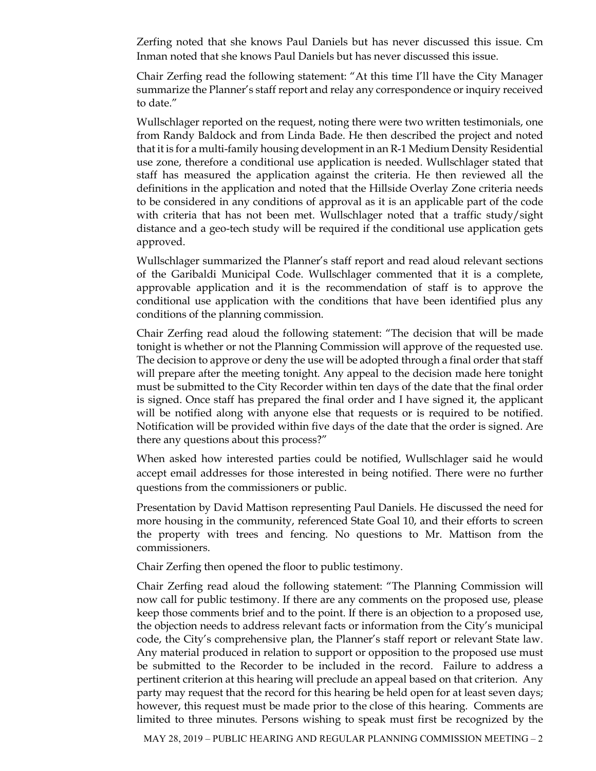Zerfing noted that she knows Paul Daniels but has never discussed this issue. Cm Inman noted that she knows Paul Daniels but has never discussed this issue.

Chair Zerfing read the following statement: "At this time I'll have the City Manager summarize the Planner's staff report and relay any correspondence or inquiry received to date."

Wullschlager reported on the request, noting there were two written testimonials, one from Randy Baldock and from Linda Bade. He then described the project and noted that it is for a multi-family housing development in an R-1 Medium Density Residential use zone, therefore a conditional use application is needed. Wullschlager stated that staff has measured the application against the criteria. He then reviewed all the definitions in the application and noted that the Hillside Overlay Zone criteria needs to be considered in any conditions of approval as it is an applicable part of the code with criteria that has not been met. Wullschlager noted that a traffic study/sight distance and a geo-tech study will be required if the conditional use application gets approved.

Wullschlager summarized the Planner's staff report and read aloud relevant sections of the Garibaldi Municipal Code. Wullschlager commented that it is a complete, approvable application and it is the recommendation of staff is to approve the conditional use application with the conditions that have been identified plus any conditions of the planning commission.

Chair Zerfing read aloud the following statement: "The decision that will be made tonight is whether or not the Planning Commission will approve of the requested use. The decision to approve or deny the use will be adopted through a final order that staff will prepare after the meeting tonight. Any appeal to the decision made here tonight must be submitted to the City Recorder within ten days of the date that the final order is signed. Once staff has prepared the final order and I have signed it, the applicant will be notified along with anyone else that requests or is required to be notified. Notification will be provided within five days of the date that the order is signed. Are there any questions about this process?"

When asked how interested parties could be notified, Wullschlager said he would accept email addresses for those interested in being notified. There were no further questions from the commissioners or public.

Presentation by David Mattison representing Paul Daniels. He discussed the need for more housing in the community, referenced State Goal 10, and their efforts to screen the property with trees and fencing. No questions to Mr. Mattison from the commissioners.

Chair Zerfing then opened the floor to public testimony.

Chair Zerfing read aloud the following statement: "The Planning Commission will now call for public testimony. If there are any comments on the proposed use, please keep those comments brief and to the point. If there is an objection to a proposed use, the objection needs to address relevant facts or information from the City's municipal code, the City's comprehensive plan, the Planner's staff report or relevant State law. Any material produced in relation to support or opposition to the proposed use must be submitted to the Recorder to be included in the record. Failure to address a pertinent criterion at this hearing will preclude an appeal based on that criterion. Any party may request that the record for this hearing be held open for at least seven days; however, this request must be made prior to the close of this hearing. Comments are limited to three minutes. Persons wishing to speak must first be recognized by the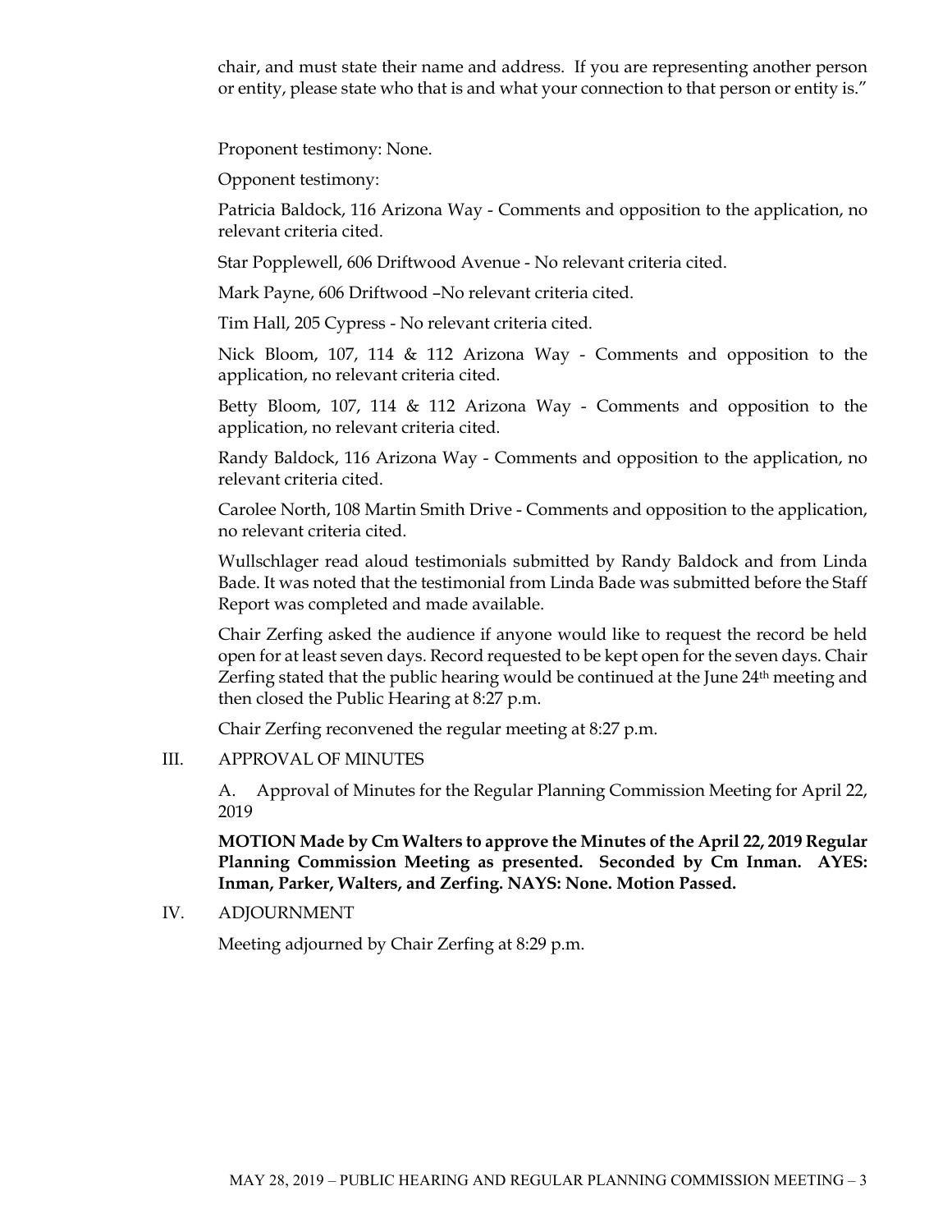chair, and must state their name and address. If you are representing another person or entity, please state who that is and what your connection to that person or entity is."

Proponent testimony: None.

Opponent testimony:

Patricia Baldock, 116 Arizona Way - Comments and opposition to the application, no relevant criteria cited.

Star Popplewell, 606 Driftwood Avenue - No relevant criteria cited.

Mark Payne, 606 Driftwood –No relevant criteria cited.

Tim Hall, 205 Cypress - No relevant criteria cited.

Nick Bloom, 107, 114 & 112 Arizona Way - Comments and opposition to the application, no relevant criteria cited.

Betty Bloom, 107, 114 & 112 Arizona Way - Comments and opposition to the application, no relevant criteria cited.

Randy Baldock, 116 Arizona Way - Comments and opposition to the application, no relevant criteria cited.

Carolee North, 108 Martin Smith Drive - Comments and opposition to the application, no relevant criteria cited.

Wullschlager read aloud testimonials submitted by Randy Baldock and from Linda Bade. It was noted that the testimonial from Linda Bade was submitted before the Staff Report was completed and made available.

Chair Zerfing asked the audience if anyone would like to request the record be held open for at least seven days. Record requested to be kept open for the seven days. Chair Zerfing stated that the public hearing would be continued at the June 24th meeting and then closed the Public Hearing at 8:27 p.m.

Chair Zerfing reconvened the regular meeting at 8:27 p.m.

III. APPROVAL OF MINUTES

A. Approval of Minutes for the Regular Planning Commission Meeting for April 22, 2019

**MOTION Made by Cm Walters to approve the Minutes of the April 22, 2019 Regular Planning Commission Meeting as presented. Seconded by Cm Inman. AYES: Inman, Parker, Walters, and Zerfing. NAYS: None. Motion Passed.**

IV. ADJOURNMENT

Meeting adjourned by Chair Zerfing at 8:29 p.m.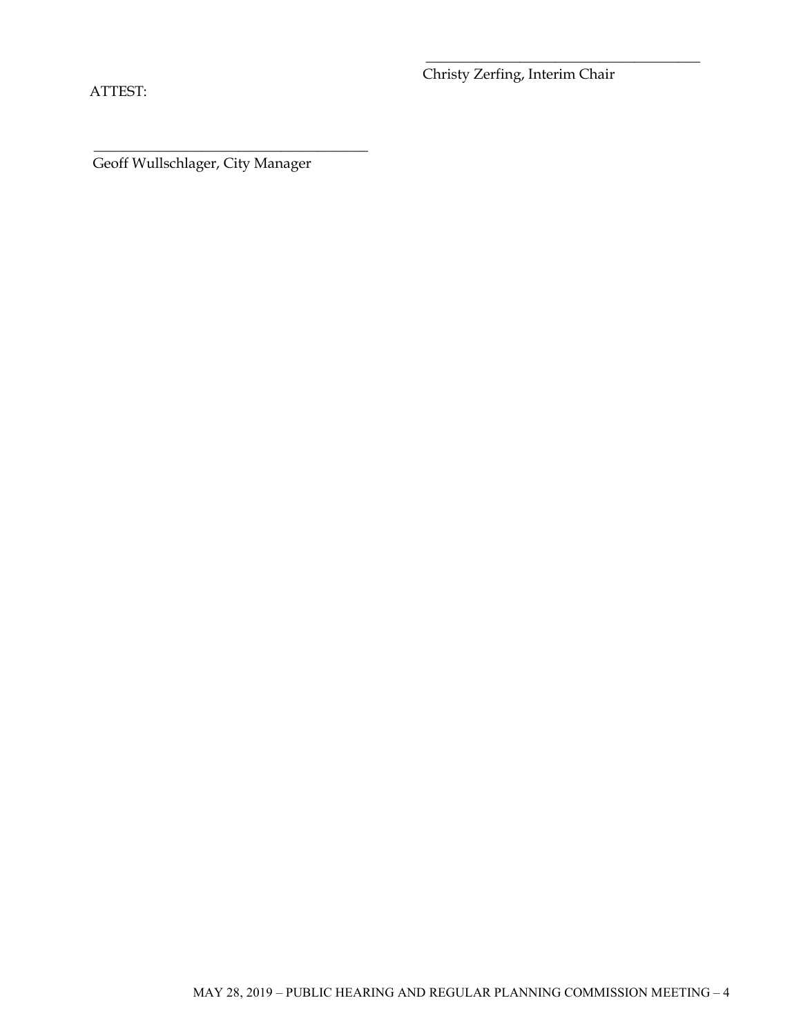\_\_\_\_\_\_\_\_\_\_\_\_\_\_\_\_\_\_\_\_\_\_\_\_\_\_\_\_\_\_\_\_\_\_\_\_\_\_\_\_

Christy Zerfing, Interim Chair

ATTEST:

\_\_\_\_\_\_\_\_\_\_\_\_\_\_\_\_\_\_\_\_\_\_\_\_\_\_\_\_\_\_\_\_\_\_\_\_\_\_\_\_

Geoff Wullschlager, City Manager